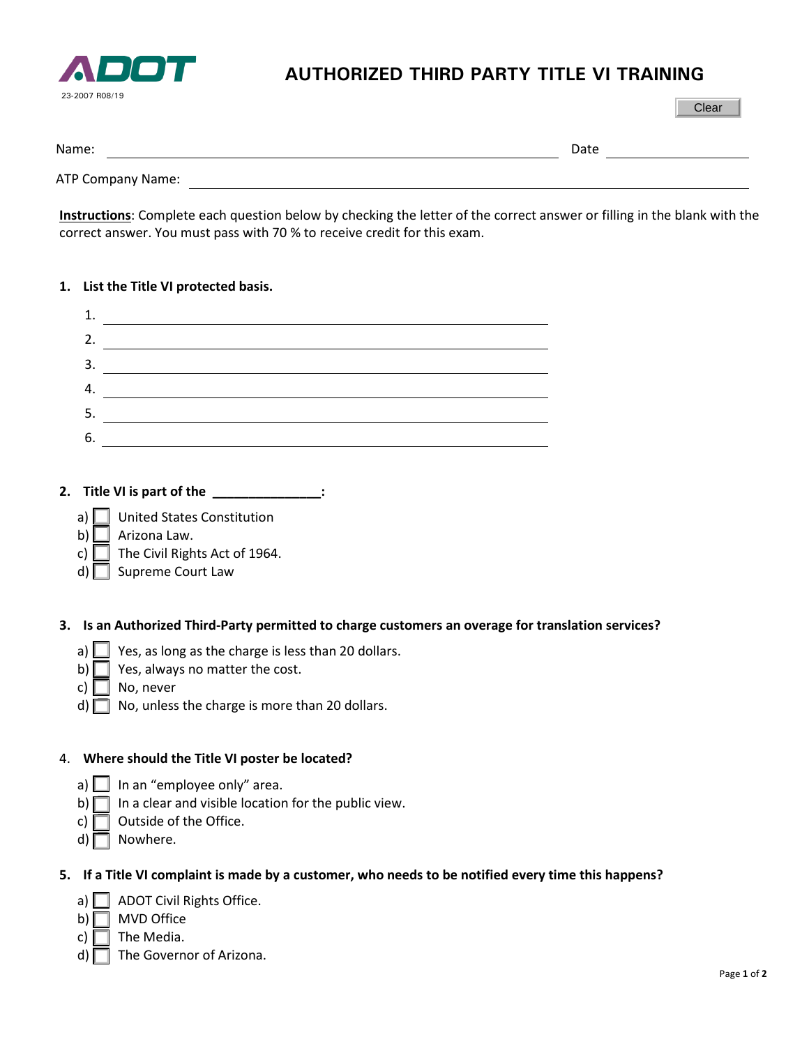ADOT

23-2007 R08/19

# AUTHORIZED THIRD PARTY TITLE VI TRAINING

Clear

Name: ______________________________ Date ______________

ATP Company Name: ______________________________

**Instructions**: Complete each question below by checking the letter of the correct answer or filling in the blank with the correct answer. You must pass with 70 % to receive credit for this exam.

**1. List the Title VI protected basis.**

1. ______________________________
2. ______________________________
3. ______________________________
4. ______________________________
5. ______________________________
6. ______________________________

**2. Title VI is part of the _______________:**

a) ☐ United States Constitution
b) ☐ Arizona Law.
c) ☐ The Civil Rights Act of 1964.
d) ☐ Supreme Court Law

**3. Is an Authorized Third-Party permitted to charge customers an overage for translation services?**

a) ☐ Yes, as long as the charge is less than 20 dollars.
b) ☐ Yes, always no matter the cost.
c) ☐ No, never
d) ☐ No, unless the charge is more than 20 dollars.

4. **Where should the Title VI poster be located?**

a) ☐ In an "employee only" area.
b) ☐ In a clear and visible location for the public view.
c) ☐ Outside of the Office.
d) ☐ Nowhere.

**5. If a Title VI complaint is made by a customer, who needs to be notified every time this happens?**

a) ☐ ADOT Civil Rights Office.
b) ☐ MVD Office
c) ☐ The Media.
d) ☐ The Governor of Arizona.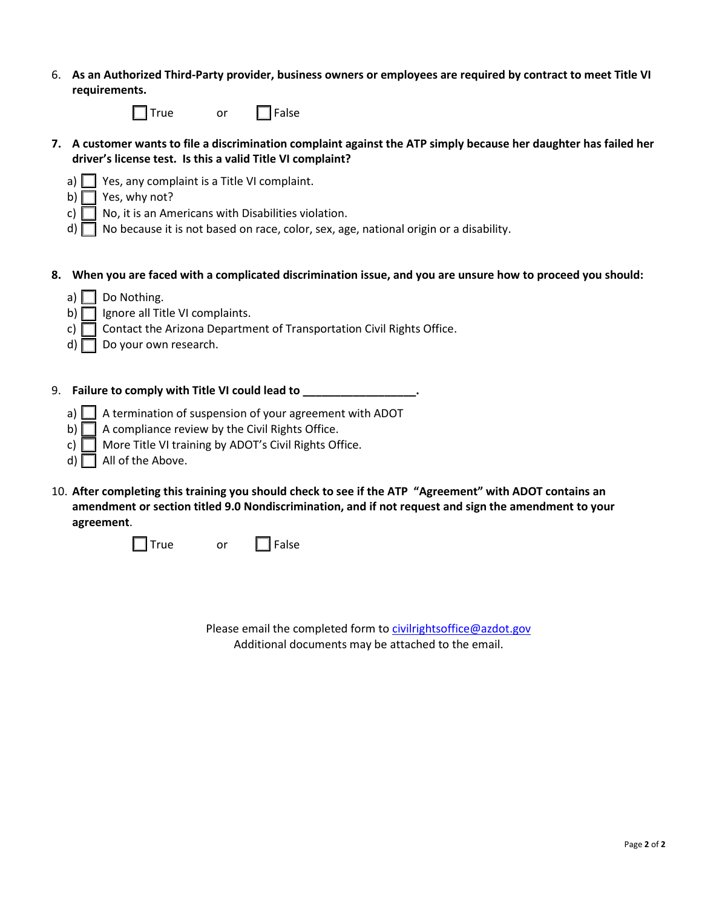6. **As an Authorized Third-Party provider, business owners or employees are required by contract to meet Title VI requirements.**

   ☐ True     or     ☐ False

7. **A customer wants to file a discrimination complaint against the ATP simply because her daughter has failed her driver's license test. Is this a valid Title VI complaint?**

   a) ☐ Yes, any complaint is a Title VI complaint.
   b) ☐ Yes, why not?
   c) ☐ No, it is an Americans with Disabilities violation.
   d) ☐ No because it is not based on race, color, sex, age, national origin or a disability.

8. **When you are faced with a complicated discrimination issue, and you are unsure how to proceed you should:**

   a) ☐ Do Nothing.
   b) ☐ Ignore all Title VI complaints.
   c) ☐ Contact the Arizona Department of Transportation Civil Rights Office.
   d) ☐ Do your own research.

9. **Failure to comply with Title VI could lead to \_\_\_\_\_\_\_\_\_\_\_\_\_\_\_\_\_\_.**

   a) ☐ A termination of suspension of your agreement with ADOT
   b) ☐ A compliance review by the Civil Rights Office.
   c) ☐ More Title VI training by ADOT's Civil Rights Office.
   d) ☐ All of the Above.

10. **After completing this training you should check to see if the ATP "Agreement" with ADOT contains an amendment or section titled 9.0 Nondiscrimination, and if not request and sign the amendment to your agreement**.

    ☐ True     or     ☐ False

Please email the completed form to civilrightsoffice@azdot.gov
Additional documents may be attached to the email.